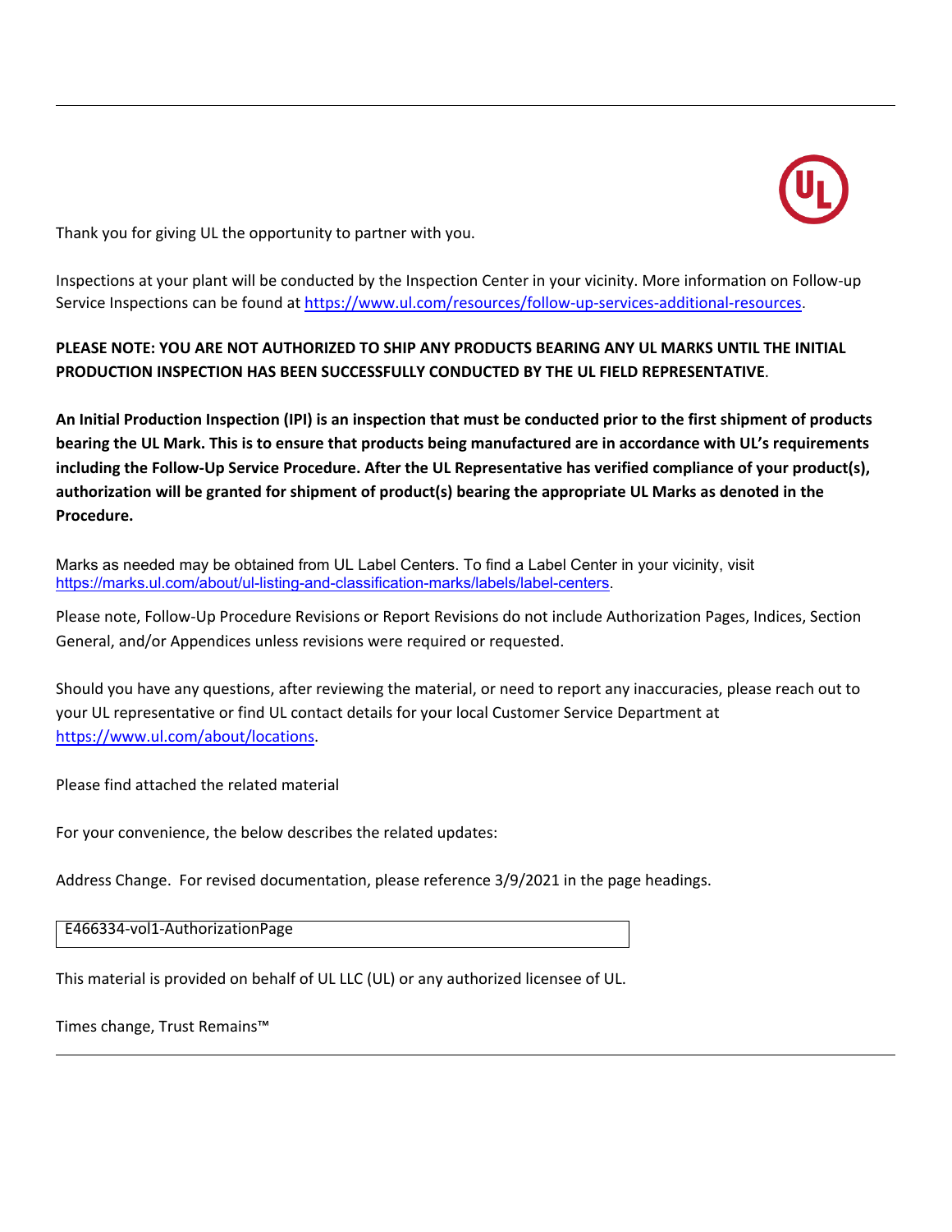Thank you for giving UL the opportunity to partner with you.

Inspections at your plant will be conducted by the Inspection Center in your vicinity. More information on Follow-up Service Inspections can be found at https://www.ul.com/resources/follow-up-services-additional-resources.

**PLEASE NOTE: YOU ARE NOT AUTHORIZED TO SHIP ANY PRODUCTS BEARING ANY UL MARKS UNTIL THE INITIAL PRODUCTION INSPECTION HAS BEEN SUCCESSFULLY CONDUCTED BY THE UL FIELD REPRESENTATIVE**.

**An Initial Production Inspection (IPI) is an inspection that must be conducted prior to the first shipment of products bearing the UL Mark. This is to ensure that products being manufactured are in accordance with UL's requirements including the Follow-Up Service Procedure. After the UL Representative has verified compliance of your product(s), authorization will be granted for shipment of product(s) bearing the appropriate UL Marks as denoted in the Procedure.**

Marks as needed may be obtained from UL Label Centers. To find a Label Center in your vicinity, visit https://marks.ul.com/about/ul-listing-and-classification-marks/labels/label-centers.

Please note, Follow-Up Procedure Revisions or Report Revisions do not include Authorization Pages, Indices, Section General, and/or Appendices unless revisions were required or requested.

Should you have any questions, after reviewing the material, or need to report any inaccuracies, please reach out to your UL representative or find UL contact details for your local Customer Service Department at https://www.ul.com/about/locations.

Please find attached the related material

For your convenience, the below describes the related updates:

Address Change. For revised documentation, please reference 3/9/2021 in the page headings.

| E466334-vol1-AuthorizationPage |
|---|

This material is provided on behalf of UL LLC (UL) or any authorized licensee of UL.

Times change, Trust Remains™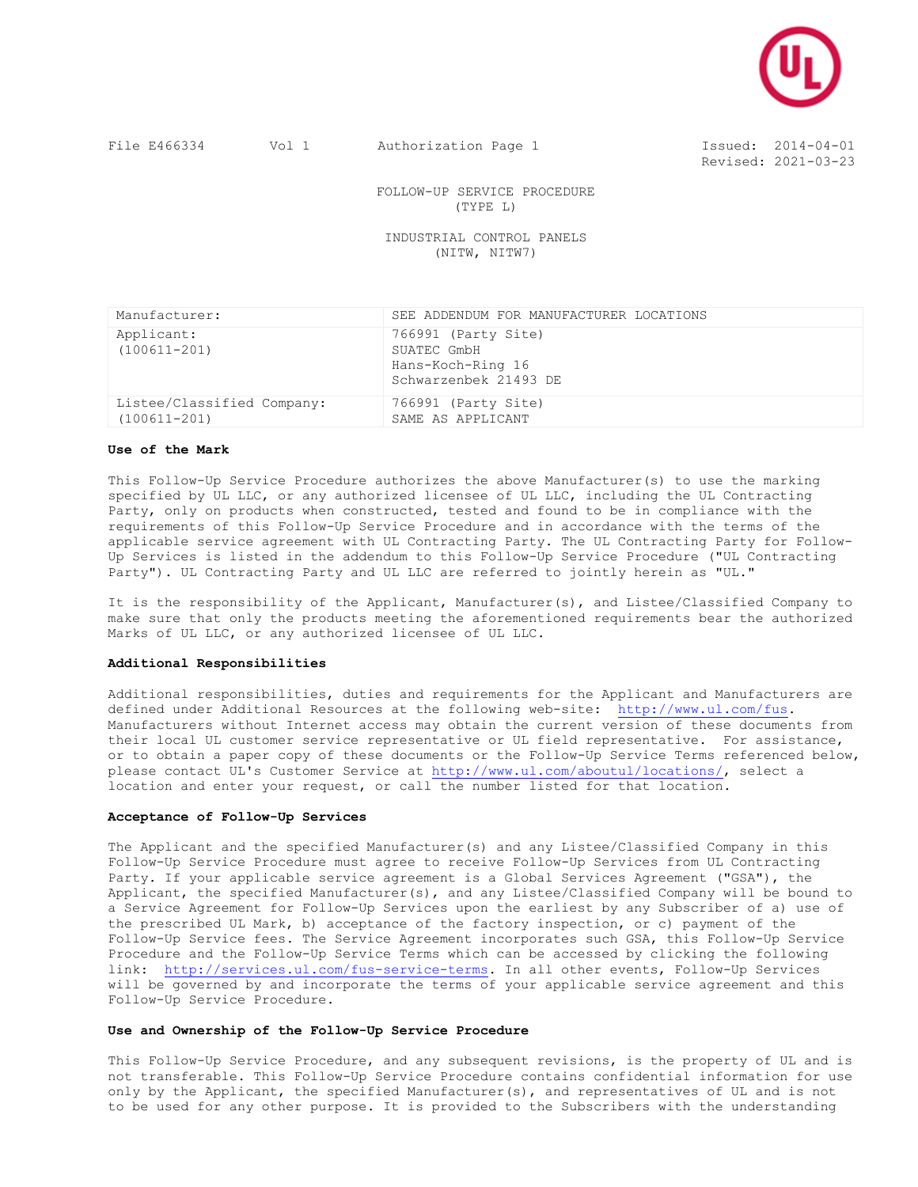File E466334 Vol 1 Authorization Page 1 Issued: 2014-04-01
Revised: 2021-03-23

FOLLOW-UP SERVICE PROCEDURE
(TYPE L)

INDUSTRIAL CONTROL PANELS
(NITW, NITW7)

| | |
|---|---|
| Manufacturer: | SEE ADDENDUM FOR MANUFACTURER LOCATIONS |
| Applicant:<br>(100611-201) | 766991 (Party Site)<br>SUATEC GmbH<br>Hans-Koch-Ring 16<br>Schwarzenbek 21493 DE |
| Listee/Classified Company:<br>(100611-201) | 766991 (Party Site)<br>SAME AS APPLICANT |

**Use of the Mark**

This Follow-Up Service Procedure authorizes the above Manufacturer(s) to use the marking specified by UL LLC, or any authorized licensee of UL LLC, including the UL Contracting Party, only on products when constructed, tested and found to be in compliance with the requirements of this Follow-Up Service Procedure and in accordance with the terms of the applicable service agreement with UL Contracting Party. The UL Contracting Party for Follow-Up Services is listed in the addendum to this Follow-Up Service Procedure ("UL Contracting Party"). UL Contracting Party and UL LLC are referred to jointly herein as "UL."

It is the responsibility of the Applicant, Manufacturer(s), and Listee/Classified Company to make sure that only the products meeting the aforementioned requirements bear the authorized Marks of UL LLC, or any authorized licensee of UL LLC.

**Additional Responsibilities**

Additional responsibilities, duties and requirements for the Applicant and Manufacturers are defined under Additional Resources at the following web-site: http://www.ul.com/fus. Manufacturers without Internet access may obtain the current version of these documents from their local UL customer service representative or UL field representative. For assistance, or to obtain a paper copy of these documents or the Follow-Up Service Terms referenced below, please contact UL's Customer Service at http://www.ul.com/aboutul/locations/, select a location and enter your request, or call the number listed for that location.

**Acceptance of Follow-Up Services**

The Applicant and the specified Manufacturer(s) and any Listee/Classified Company in this Follow-Up Service Procedure must agree to receive Follow-Up Services from UL Contracting Party. If your applicable service agreement is a Global Services Agreement ("GSA"), the Applicant, the specified Manufacturer(s), and any Listee/Classified Company will be bound to a Service Agreement for Follow-Up Services upon the earliest by any Subscriber of a) use of the prescribed UL Mark, b) acceptance of the factory inspection, or c) payment of the Follow-Up Service fees. The Service Agreement incorporates such GSA, this Follow-Up Service Procedure and the Follow-Up Service Terms which can be accessed by clicking the following link: http://services.ul.com/fus-service-terms. In all other events, Follow-Up Services will be governed by and incorporate the terms of your applicable service agreement and this Follow-Up Service Procedure.

**Use and Ownership of the Follow-Up Service Procedure**

This Follow-Up Service Procedure, and any subsequent revisions, is the property of UL and is not transferable. This Follow-Up Service Procedure contains confidential information for use only by the Applicant, the specified Manufacturer(s), and representatives of UL and is not to be used for any other purpose. It is provided to the Subscribers with the understanding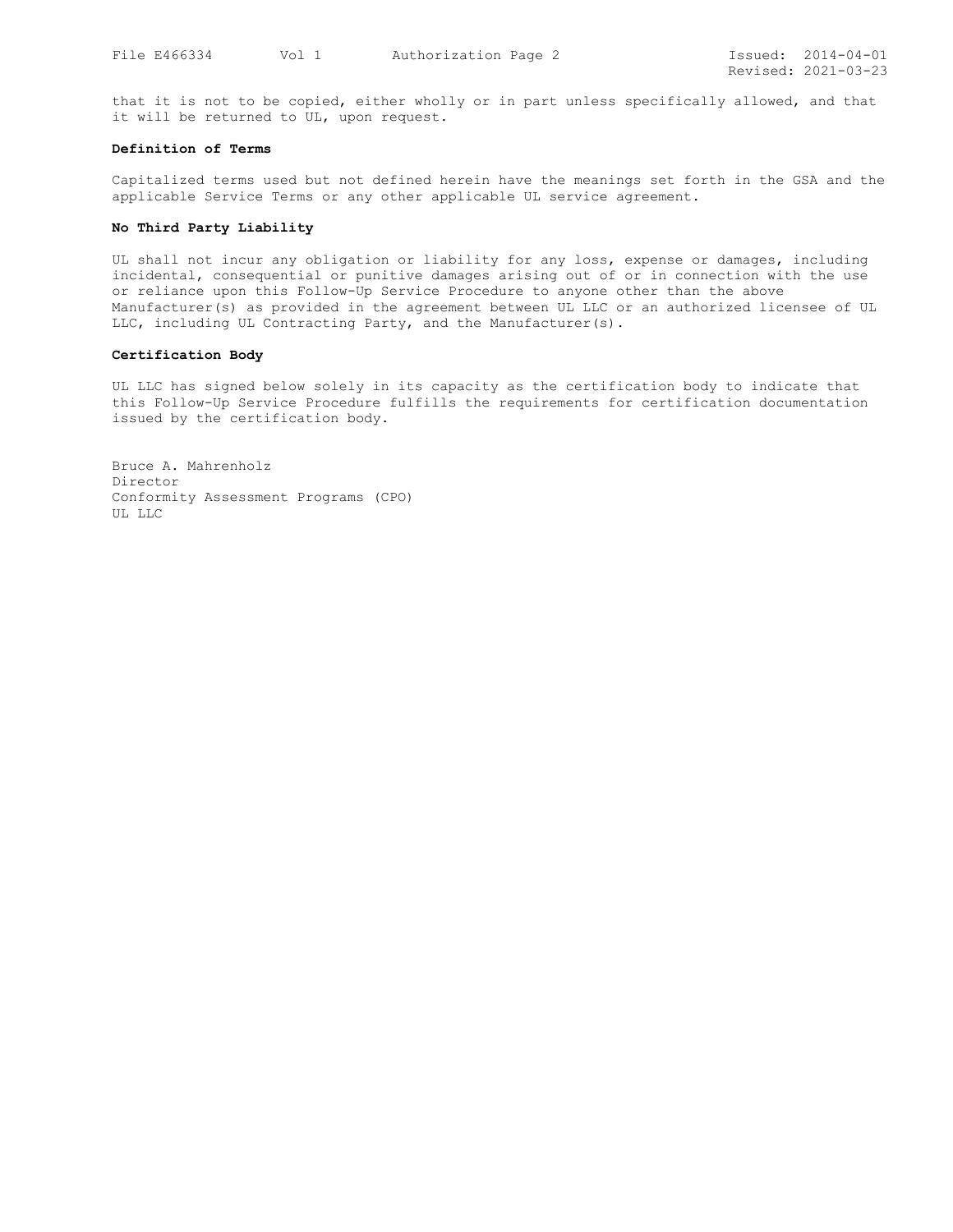that it is not to be copied, either wholly or in part unless specifically allowed, and that it will be returned to UL, upon request.

**Definition of Terms**

Capitalized terms used but not defined herein have the meanings set forth in the GSA and the applicable Service Terms or any other applicable UL service agreement.

**No Third Party Liability**

UL shall not incur any obligation or liability for any loss, expense or damages, including incidental, consequential or punitive damages arising out of or in connection with the use or reliance upon this Follow-Up Service Procedure to anyone other than the above Manufacturer(s) as provided in the agreement between UL LLC or an authorized licensee of UL LLC, including UL Contracting Party, and the Manufacturer(s).

**Certification Body**

UL LLC has signed below solely in its capacity as the certification body to indicate that this Follow-Up Service Procedure fulfills the requirements for certification documentation issued by the certification body.

Bruce A. Mahrenholz
Director
Conformity Assessment Programs (CPO)
UL LLC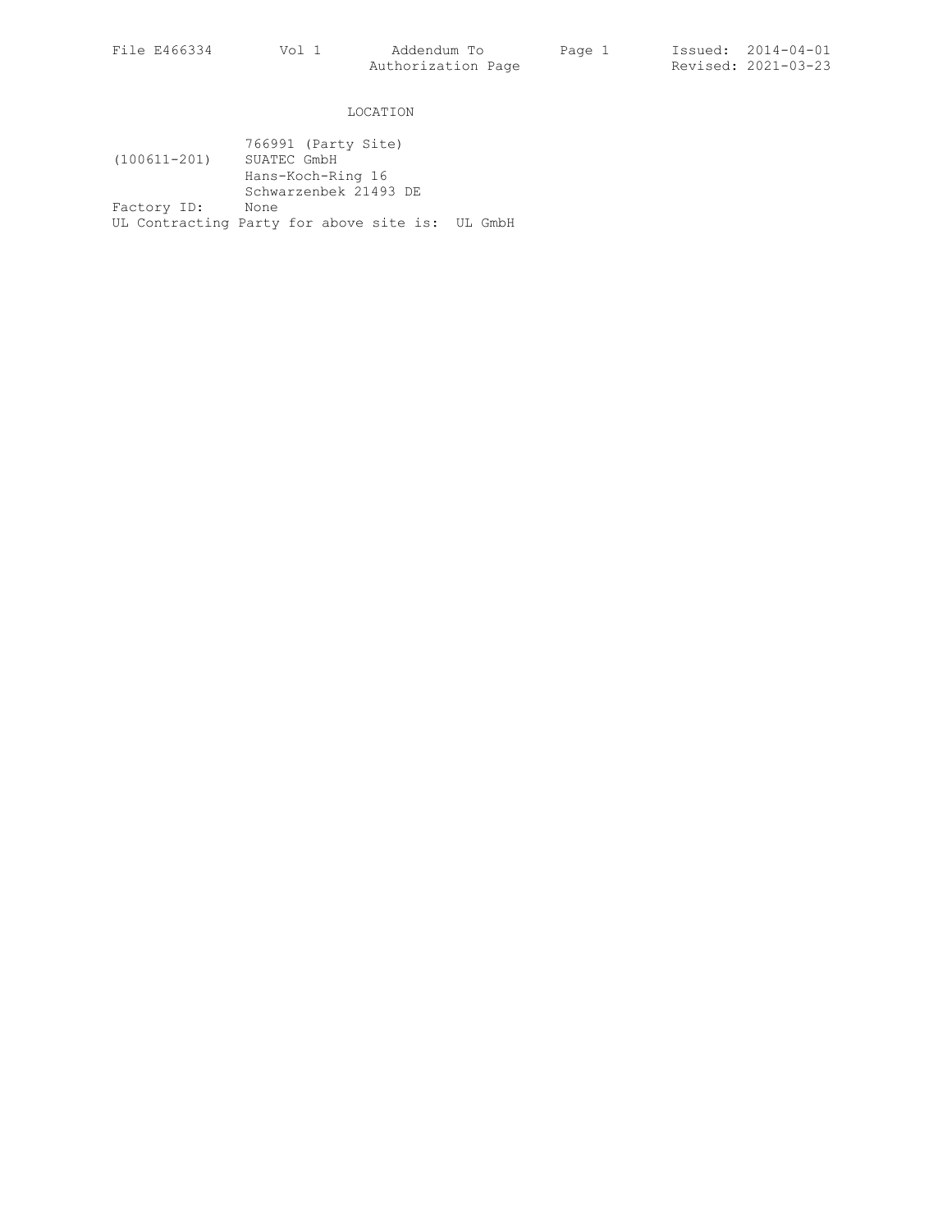## LOCATION

```
                766991 (Party Site)
(100611-201)    SUATEC GmbH
                Hans-Koch-Ring 16
                Schwarzenbek 21493 DE
Factory ID:     None
UL Contracting Party for above site is:  UL GmbH
```